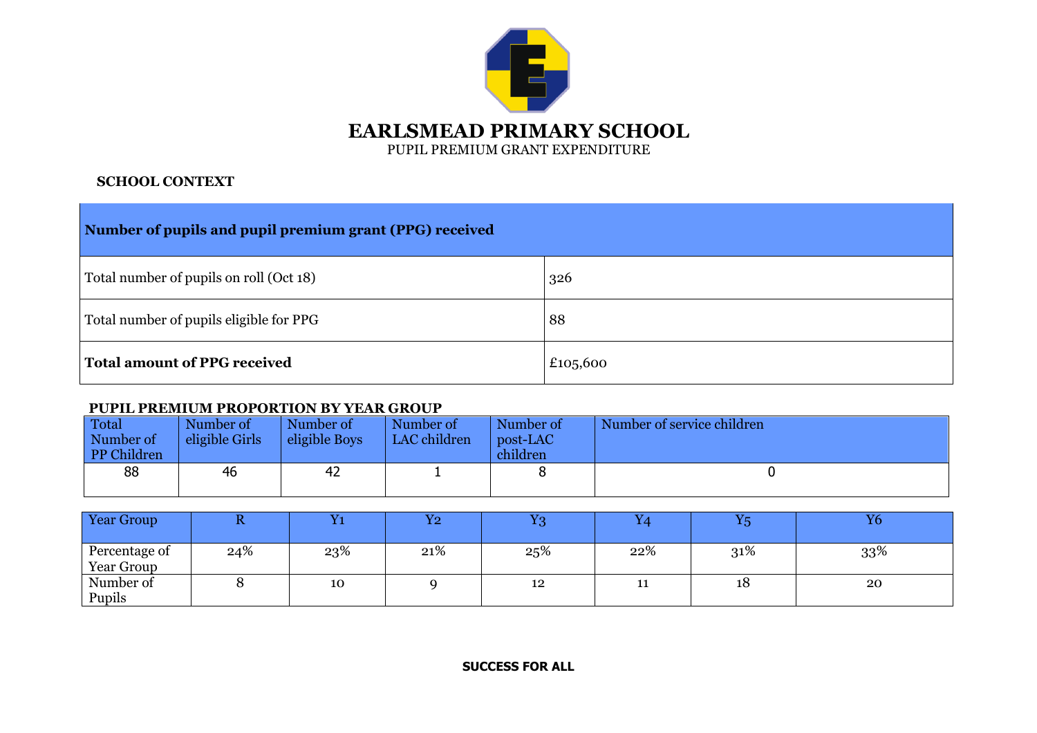# EARLSMEAD PRIMARY SCHOOL

PUPIL PREMIUM GRANT EXPENDITURE

**SCHOOL CONTEXT**

| **Number of pupils and pupil premium grant (PPG) received** | |
|---|---|
| Total number of pupils on roll (Oct 18) | 326 |
| Total number of pupils eligible for PPG | 88 |
| **Total amount of PPG received** | £105,600 |

**PUPIL PREMIUM PROPORTION BY YEAR GROUP**

| Total Number of PP Children | Number of eligible Girls | Number of eligible Boys | Number of LAC children | Number of post-LAC children | Number of service children |
|---|---|---|---|---|---|
| 88 | 46 | 42 | 1 | 8 | 0 |

| Year Group | R | Y1 | Y2 | Y3 | Y4 | Y5 | Y6 |
|---|---|---|---|---|---|---|---|
| Percentage of Year Group | 24% | 23% | 21% | 25% | 22% | 31% | 33% |
| Number of Pupils | 8 | 10 | 9 | 12 | 11 | 18 | 20 |

**SUCCESS FOR ALL**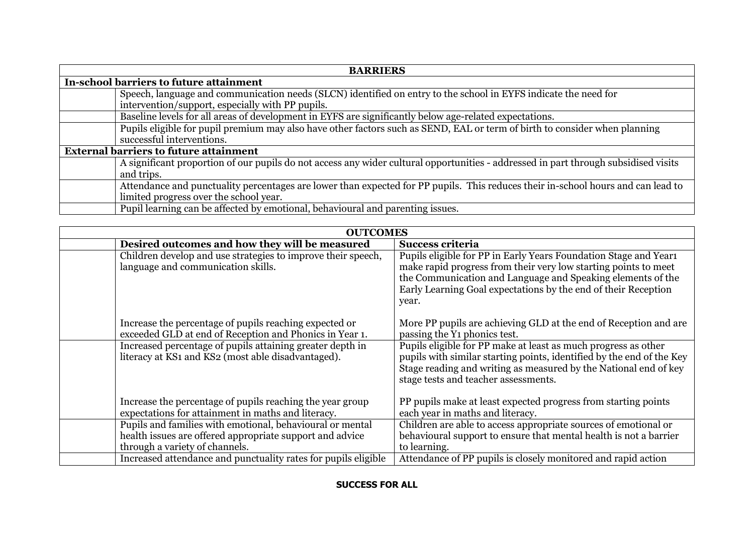| BARRIERS | |
|---|---|
| **In-school barriers to future attainment** | |
| | Speech, language and communication needs (SLCN) identified on entry to the school in EYFS indicate the need for intervention/support, especially with PP pupils. |
| | Baseline levels for all areas of development in EYFS are significantly below age-related expectations. |
| | Pupils eligible for pupil premium may also have other factors such as SEND, EAL or term of birth to consider when planning successful interventions. |
| **External barriers to future attainment** | |
| | A significant proportion of our pupils do not access any wider cultural opportunities - addressed in part through subsidised visits and trips. |
| | Attendance and punctuality percentages are lower than expected for PP pupils. This reduces their in-school hours and can lead to limited progress over the school year. |
| | Pupil learning can be affected by emotional, behavioural and parenting issues. |

| OUTCOMES | | |
|---|---|---|
| | **Desired outcomes and how they will be measured** | **Success criteria** |
| | Children develop and use strategies to improve their speech, language and communication skills.<br><br>Increase the percentage of pupils reaching expected or exceeded GLD at end of Reception and Phonics in Year 1. | Pupils eligible for PP in Early Years Foundation Stage and Year1 make rapid progress from their very low starting points to meet the Communication and Language and Speaking elements of the Early Learning Goal expectations by the end of their Reception year.<br><br>More PP pupils are achieving GLD at the end of Reception and are passing the Y1 phonics test. |
| | Increased percentage of pupils attaining greater depth in literacy at KS1 and KS2 (most able disadvantaged).<br><br>Increase the percentage of pupils reaching the year group expectations for attainment in maths and literacy. | Pupils eligible for PP make at least as much progress as other pupils with similar starting points, identified by the end of the Key Stage reading and writing as measured by the National end of key stage tests and teacher assessments.<br><br>PP pupils make at least expected progress from starting points each year in maths and literacy. |
| | Pupils and families with emotional, behavioural or mental health issues are offered appropriate support and advice through a variety of channels. | Children are able to access appropriate sources of emotional or behavioural support to ensure that mental health is not a barrier to learning. |
| | Increased attendance and punctuality rates for pupils eligible | Attendance of PP pupils is closely monitored and rapid action |

**SUCCESS FOR ALL**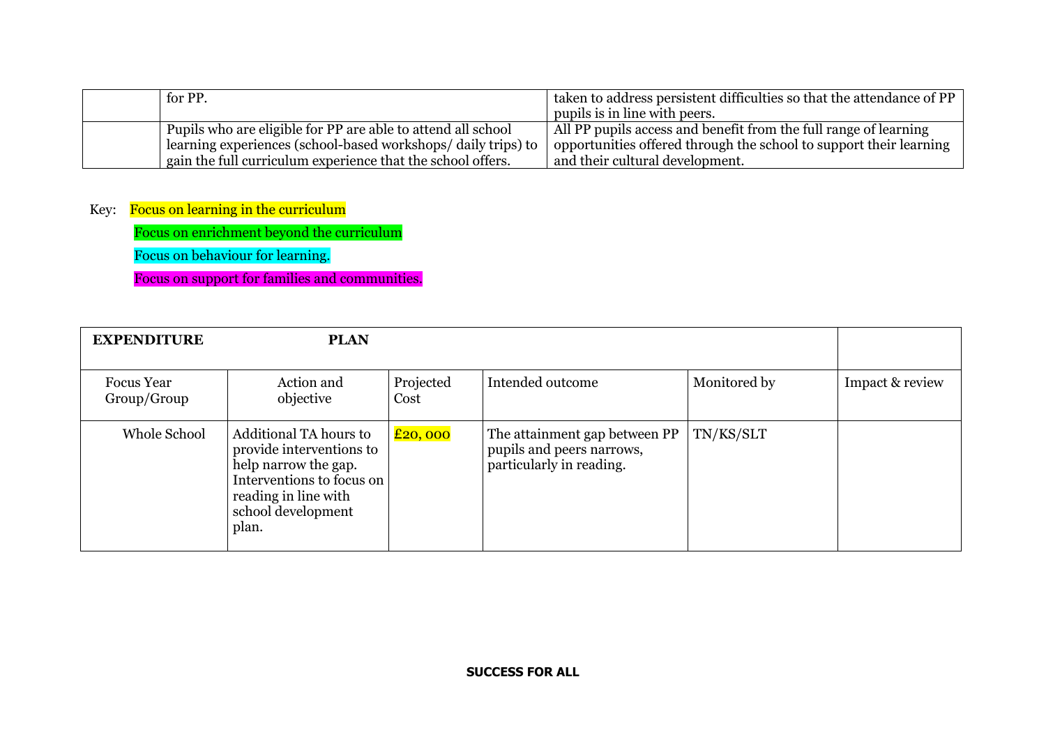| | | |
|---|---|---|
| | for PP. | taken to address persistent difficulties so that the attendance of PP pupils is in line with peers. |
| | Pupils who are eligible for PP are able to attend all school learning experiences (school-based workshops/ daily trips) to gain the full curriculum experience that the school offers. | All PP pupils access and benefit from the full range of learning opportunities offered through the school to support their learning and their cultural development. |

Key: Focus on learning in the curriculum

Focus on enrichment beyond the curriculum

Focus on behaviour for learning.

Focus on support for families and communities.

| **EXPENDITURE PLAN** | | | | | |
|---|---|---|---|---|---|
| Focus Year Group/Group | Action and objective | Projected Cost | Intended outcome | Monitored by | Impact & review |
| Whole School | Additional TA hours to provide interventions to help narrow the gap. Interventions to focus on reading in line with school development plan. | £20, 000 | The attainment gap between PP pupils and peers narrows, particularly in reading. | TN/KS/SLT | |

**SUCCESS FOR ALL**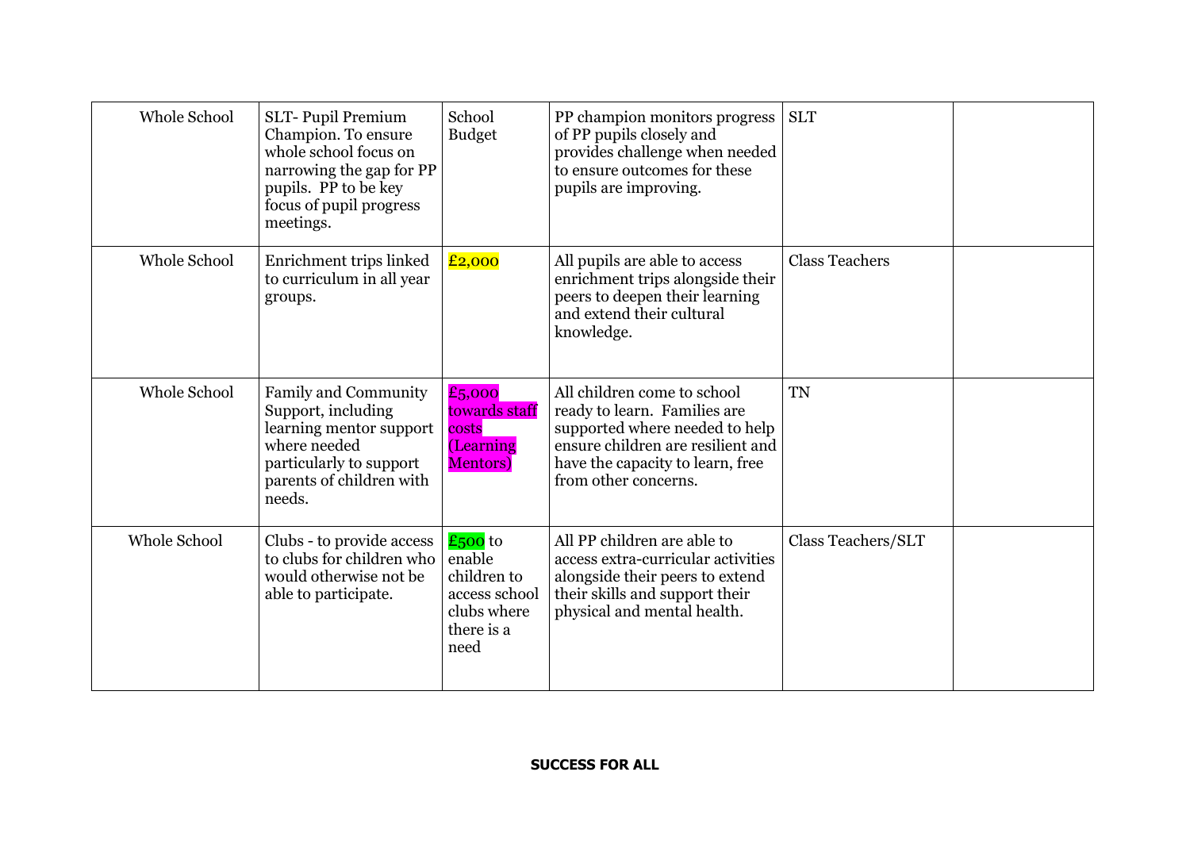| | | | | | |
|---|---|---|---|---|---|
| Whole School | SLT- Pupil Premium Champion. To ensure whole school focus on narrowing the gap for PP pupils. PP to be key focus of pupil progress meetings. | School Budget | PP champion monitors progress of PP pupils closely and provides challenge when needed to ensure outcomes for these pupils are improving. | SLT | |
| Whole School | Enrichment trips linked to curriculum in all year groups. | £2,000 | All pupils are able to access enrichment trips alongside their peers to deepen their learning and extend their cultural knowledge. | Class Teachers | |
| Whole School | Family and Community Support, including learning mentor support where needed particularly to support parents of children with needs. | £5,000 towards staff costs (Learning Mentors) | All children come to school ready to learn. Families are supported where needed to help ensure children are resilient and have the capacity to learn, free from other concerns. | TN | |
| Whole School | Clubs - to provide access to clubs for children who would otherwise not be able to participate. | £500 to enable children to access school clubs where there is a need | All PP children are able to access extra-curricular activities alongside their peers to extend their skills and support their physical and mental health. | Class Teachers/SLT | |

**SUCCESS FOR ALL**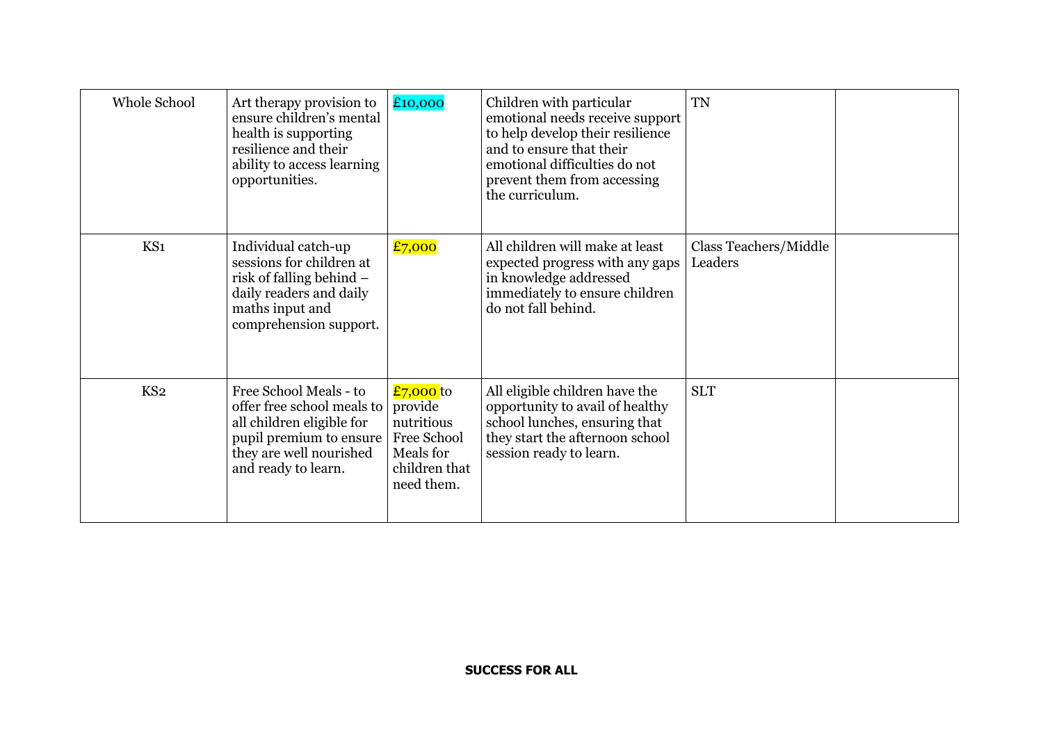| | | | | | |
|---|---|---|---|---|---|
| Whole School | Art therapy provision to ensure children's mental health is supporting resilience and their ability to access learning opportunities. | £10,000 | Children with particular emotional needs receive support to help develop their resilience and to ensure that their emotional difficulties do not prevent them from accessing the curriculum. | TN | |
| KS1 | Individual catch-up sessions for children at risk of falling behind – daily readers and daily maths input and comprehension support. | £7,000 | All children will make at least expected progress with any gaps in knowledge addressed immediately to ensure children do not fall behind. | Class Teachers/Middle Leaders | |
| KS2 | Free School Meals - to offer free school meals to all children eligible for pupil premium to ensure they are well nourished and ready to learn. | £7,000 to provide nutritious Free School Meals for children that need them. | All eligible children have the opportunity to avail of healthy school lunches, ensuring that they start the afternoon school session ready to learn. | SLT | |

**SUCCESS FOR ALL**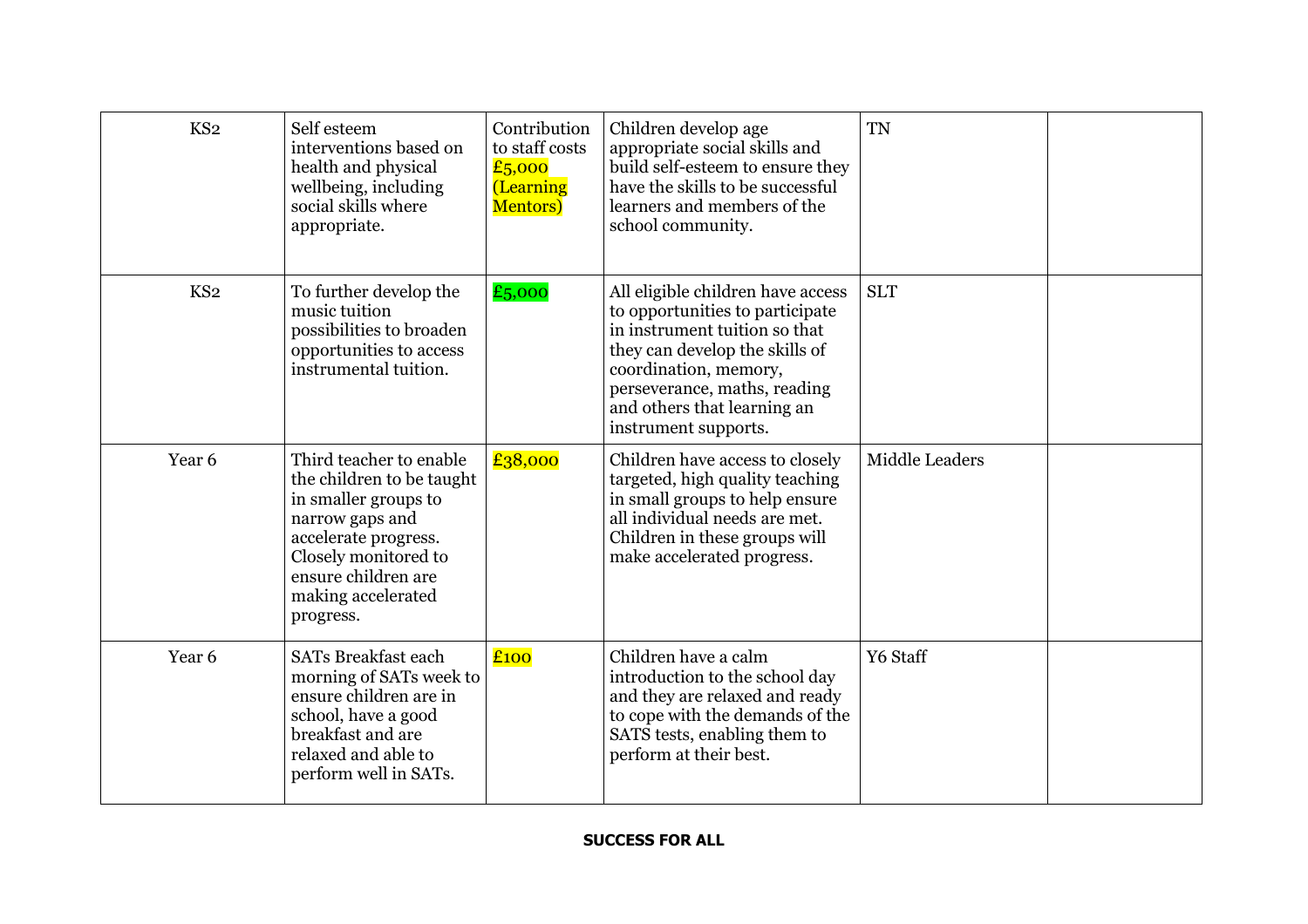| KS2 | Self esteem interventions based on health and physical wellbeing, including social skills where appropriate. | Contribution to staff costs £5,000 (Learning Mentors) | Children develop age appropriate social skills and build self-esteem to ensure they have the skills to be successful learners and members of the school community. | TN | |
|---|---|---|---|---|---|
| KS2 | To further develop the music tuition possibilities to broaden opportunities to access instrumental tuition. | £5,000 | All eligible children have access to opportunities to participate in instrument tuition so that they can develop the skills of coordination, memory, perseverance, maths, reading and others that learning an instrument supports. | SLT | |
| Year 6 | Third teacher to enable the children to be taught in smaller groups to narrow gaps and accelerate progress. Closely monitored to ensure children are making accelerated progress. | £38,000 | Children have access to closely targeted, high quality teaching in small groups to help ensure all individual needs are met. Children in these groups will make accelerated progress. | Middle Leaders | |
| Year 6 | SATs Breakfast each morning of SATs week to ensure children are in school, have a good breakfast and are relaxed and able to perform well in SATs. | £100 | Children have a calm introduction to the school day and they are relaxed and ready to cope with the demands of the SATS tests, enabling them to perform at their best. | Y6 Staff | |

**SUCCESS FOR ALL**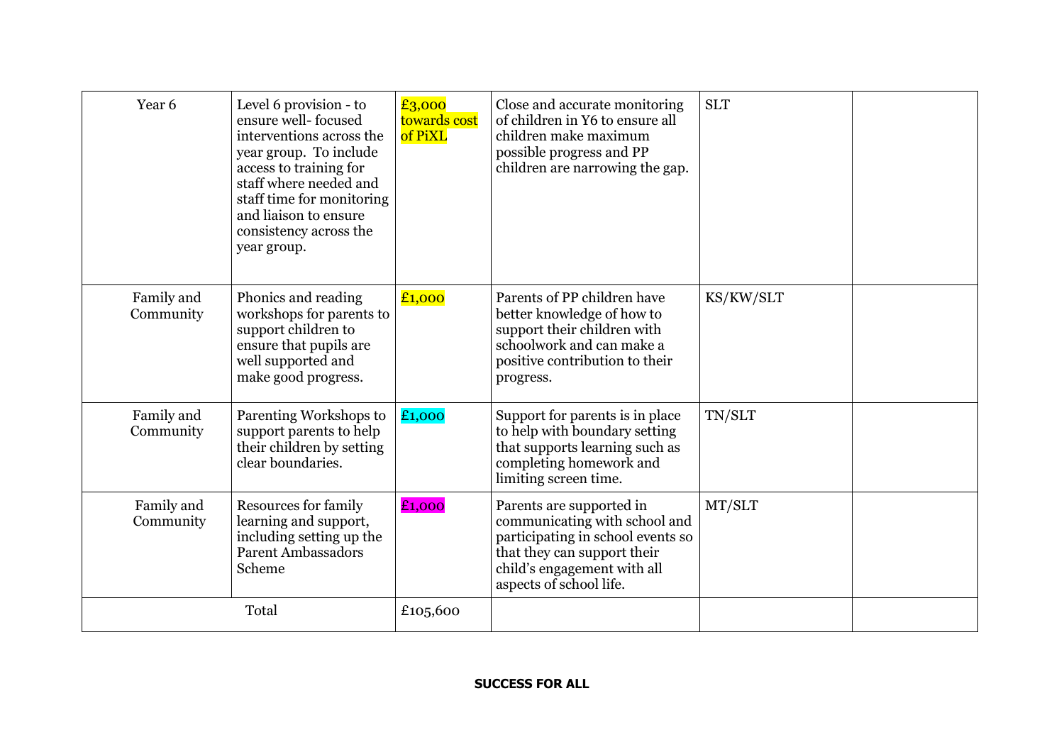| | | | | | |
|---|---|---|---|---|---|
| Year 6 | Level 6 provision - to ensure well- focused interventions across the year group. To include access to training for staff where needed and staff time for monitoring and liaison to ensure consistency across the year group. | £3,000 towards cost of PiXL | Close and accurate monitoring of children in Y6 to ensure all children make maximum possible progress and PP children are narrowing the gap. | SLT | |
| Family and Community | Phonics and reading workshops for parents to support children to ensure that pupils are well supported and make good progress. | £1,000 | Parents of PP children have better knowledge of how to support their children with schoolwork and can make a positive contribution to their progress. | KS/KW/SLT | |
| Family and Community | Parenting Workshops to support parents to help their children by setting clear boundaries. | £1,000 | Support for parents is in place to help with boundary setting that supports learning such as completing homework and limiting screen time. | TN/SLT | |
| Family and Community | Resources for family learning and support, including setting up the Parent Ambassadors Scheme | £1,000 | Parents are supported in communicating with school and participating in school events so that they can support their child's engagement with all aspects of school life. | MT/SLT | |
| Total | | £105,600 | | | |

**SUCCESS FOR ALL**